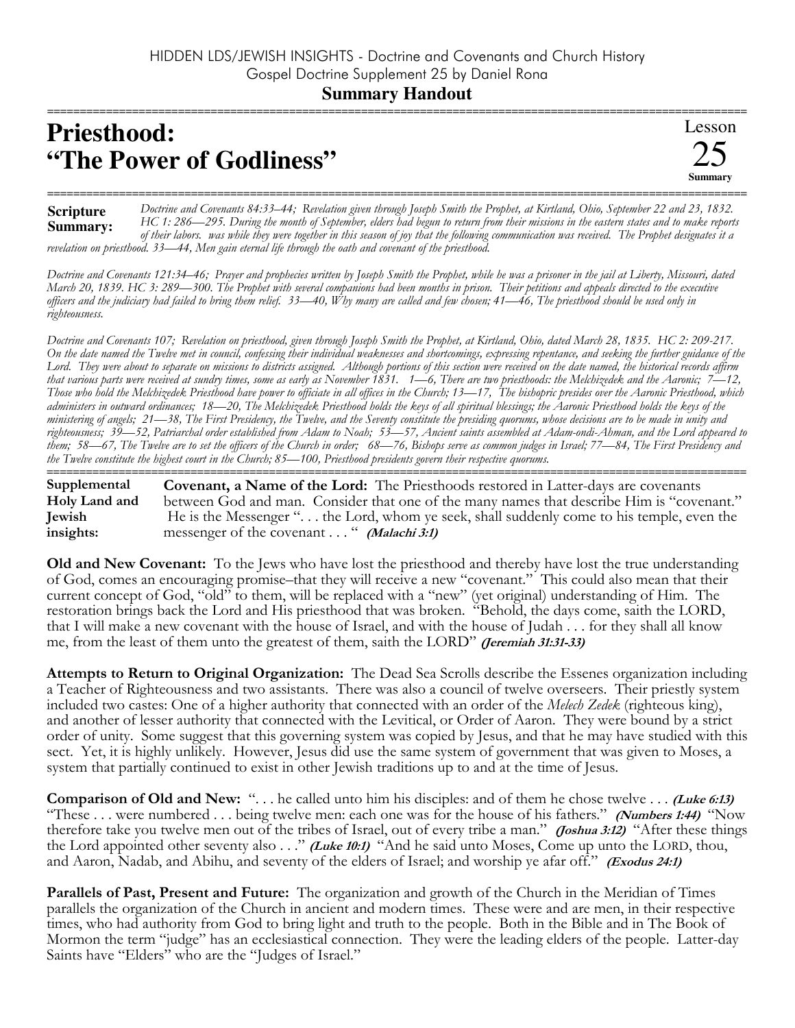HIDDEN LDS/JEWISH INSIGHTS - Doctrine and Covenants and Church History
Gospel Doctrine Supplement 25 by Daniel Rona

**Summary Handout**

# Priesthood: "The Power of Godliness"

Lesson 25 Summary

**Scripture Summary:** *Doctrine and Covenants 84:33–44; Revelation given through Joseph Smith the Prophet, at Kirtland, Ohio, September 22 and 23, 1832. HC 1: 286—295. During the month of September, elders had begun to return from their missions in the eastern states and to make reports of their labors. was while they were together in this season of joy that the following communication was received. The Prophet designates it a revelation on priesthood. 33—44, Men gain eternal life through the oath and covenant of the priesthood.*

*Doctrine and Covenants 121:34–46; Prayer and prophecies written by Joseph Smith the Prophet, while he was a prisoner in the jail at Liberty, Missouri, dated March 20, 1839. HC 3: 289—300. The Prophet with several companions had been months in prison. Their petitions and appeals directed to the executive officers and the judiciary had failed to bring them relief. 33—40, Why many are called and few chosen; 41—46, The priesthood should be used only in righteousness.*

*Doctrine and Covenants 107; Revelation on priesthood, given through Joseph Smith the Prophet, at Kirtland, Ohio, dated March 28, 1835. HC 2: 209-217. On the date named the Twelve met in council, confessing their individual weaknesses and shortcomings, expressing repentance, and seeking the further guidance of the Lord. They were about to separate on missions to districts assigned. Although portions of this section were received on the date named, the historical records affirm that various parts were received at sundry times, some as early as November 1831. 1—6, There are two priesthoods: the Melchizedek and the Aaronic; 7—12, Those who hold the Melchizedek Priesthood have power to officiate in all offices in the Church; 13—17, The bishopric presides over the Aaronic Priesthood, which administers in outward ordinances; 18—20, The Melchizedek Priesthood holds the keys of all spiritual blessings; the Aaronic Priesthood holds the keys of the ministering of angels; 21—38, The First Presidency, the Twelve, and the Seventy constitute the presiding quorums, whose decisions are to be made in unity and righteousness; 39—52, Patriarchal order established from Adam to Noah; 53—57, Ancient saints assembled at Adam-ondi-Ahman, and the Lord appeared to them; 58—67, The Twelve are to set the officers of the Church in order; 68—76, Bishops serve as common judges in Israel; 77—84, The First Presidency and the Twelve constitute the highest court in the Church; 85—100, Priesthood presidents govern their respective quorums.*

**Supplemental Holy Land and Jewish insights:**

**Covenant, a Name of the Lord:** The Priesthoods restored in Latter-days are covenants between God and man. Consider that one of the many names that describe Him is "covenant." He is the Messenger ". . . the Lord, whom ye seek, shall suddenly come to his temple, even the messenger of the covenant . . . " ***(Malachi 3:1)***

**Old and New Covenant:** To the Jews who have lost the priesthood and thereby have lost the true understanding of God, comes an encouraging promise–that they will receive a new "covenant." This could also mean that their current concept of God, "old" to them, will be replaced with a "new" (yet original) understanding of Him. The restoration brings back the Lord and His priesthood that was broken. "Behold, the days come, saith the LORD, that I will make a new covenant with the house of Israel, and with the house of Judah . . . for they shall all know me, from the least of them unto the greatest of them, saith the LORD" ***(Jeremiah 31:31-33)***

**Attempts to Return to Original Organization:** The Dead Sea Scrolls describe the Essenes organization including a Teacher of Righteousness and two assistants. There was also a council of twelve overseers. Their priestly system included two castes: One of a higher authority that connected with an order of the *Melech Zedek* (righteous king), and another of lesser authority that connected with the Levitical, or Order of Aaron. They were bound by a strict order of unity. Some suggest that this governing system was copied by Jesus, and that he may have studied with this sect. Yet, it is highly unlikely. However, Jesus did use the same system of government that was given to Moses, a system that partially continued to exist in other Jewish traditions up to and at the time of Jesus.

**Comparison of Old and New:** ". . . he called unto him his disciples: and of them he chose twelve . . . ***(Luke 6:13)*** "These . . . were numbered . . . being twelve men: each one was for the house of his fathers." ***(Numbers 1:44)*** "Now therefore take you twelve men out of the tribes of Israel, out of every tribe a man." ***(Joshua 3:12)*** "After these things the Lord appointed other seventy also . . ." ***(Luke 10:1)*** "And he said unto Moses, Come up unto the LORD, thou, and Aaron, Nadab, and Abihu, and seventy of the elders of Israel; and worship ye afar off." ***(Exodus 24:1)***

**Parallels of Past, Present and Future:** The organization and growth of the Church in the Meridian of Times parallels the organization of the Church in ancient and modern times. These were and are men, in their respective times, who had authority from God to bring light and truth to the people. Both in the Bible and in The Book of Mormon the term "judge" has an ecclesiastical connection. They were the leading elders of the people. Latter-day Saints have "Elders" who are the "Judges of Israel."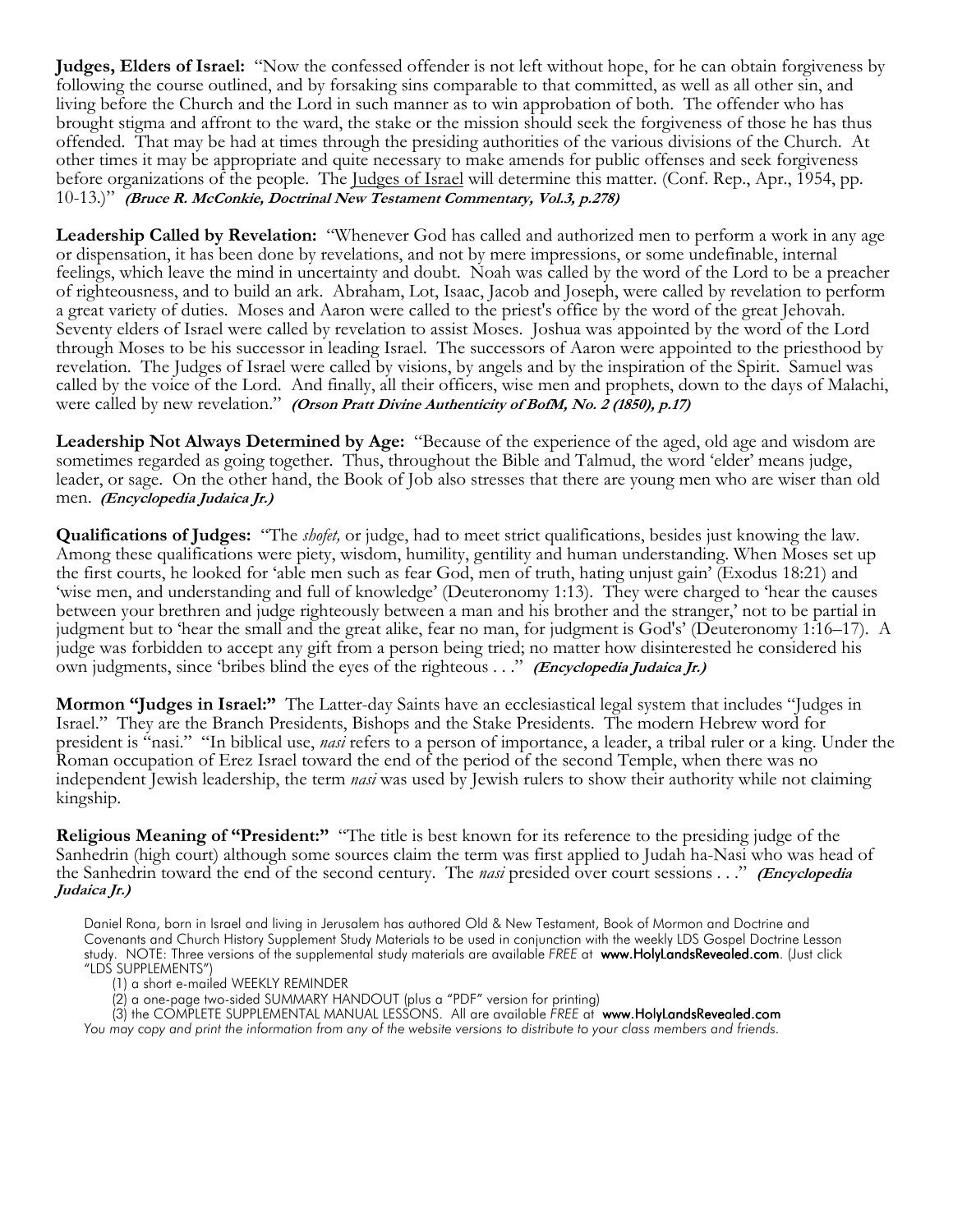**Judges, Elders of Israel:** "Now the confessed offender is not left without hope, for he can obtain forgiveness by following the course outlined, and by forsaking sins comparable to that committed, as well as all other sin, and living before the Church and the Lord in such manner as to win approbation of both. The offender who has brought stigma and affront to the ward, the stake or the mission should seek the forgiveness of those he has thus offended. That may be had at times through the presiding authorities of the various divisions of the Church. At other times it may be appropriate and quite necessary to make amends for public offenses and seek forgiveness before organizations of the people. The Judges of Israel will determine this matter. (Conf. Rep., Apr., 1954, pp. 10-13.)" ***(Bruce R. McConkie, Doctrinal New Testament Commentary, Vol.3, p.278)***

**Leadership Called by Revelation:** "Whenever God has called and authorized men to perform a work in any age or dispensation, it has been done by revelations, and not by mere impressions, or some undefinable, internal feelings, which leave the mind in uncertainty and doubt. Noah was called by the word of the Lord to be a preacher of righteousness, and to build an ark. Abraham, Lot, Isaac, Jacob and Joseph, were called by revelation to perform a great variety of duties. Moses and Aaron were called to the priest's office by the word of the great Jehovah. Seventy elders of Israel were called by revelation to assist Moses. Joshua was appointed by the word of the Lord through Moses to be his successor in leading Israel. The successors of Aaron were appointed to the priesthood by revelation. The Judges of Israel were called by visions, by angels and by the inspiration of the Spirit. Samuel was called by the voice of the Lord. And finally, all their officers, wise men and prophets, down to the days of Malachi, were called by new revelation." ***(Orson Pratt Divine Authenticity of BofM, No. 2 (1850), p.17)***

**Leadership Not Always Determined by Age:** "Because of the experience of the aged, old age and wisdom are sometimes regarded as going together. Thus, throughout the Bible and Talmud, the word 'elder' means judge, leader, or sage. On the other hand, the Book of Job also stresses that there are young men who are wiser than old men. ***(Encyclopedia Judaica Jr.)***

**Qualifications of Judges:** "The *shofet,* or judge, had to meet strict qualifications, besides just knowing the law. Among these qualifications were piety, wisdom, humility, gentility and human understanding. When Moses set up the first courts, he looked for 'able men such as fear God, men of truth, hating unjust gain' (Exodus 18:21) and 'wise men, and understanding and full of knowledge' (Deuteronomy 1:13). They were charged to 'hear the causes between your brethren and judge righteously between a man and his brother and the stranger,' not to be partial in judgment but to 'hear the small and the great alike, fear no man, for judgment is God's' (Deuteronomy 1:16–17). A judge was forbidden to accept any gift from a person being tried; no matter how disinterested he considered his own judgments, since 'bribes blind the eyes of the righteous . . ." ***(Encyclopedia Judaica Jr.)***

**Mormon "Judges in Israel:"** The Latter-day Saints have an ecclesiastical legal system that includes "Judges in Israel." They are the Branch Presidents, Bishops and the Stake Presidents. The modern Hebrew word for president is "nasi." "In biblical use, *nasi* refers to a person of importance, a leader, a tribal ruler or a king. Under the Roman occupation of Erez Israel toward the end of the period of the second Temple, when there was no independent Jewish leadership, the term *nasi* was used by Jewish rulers to show their authority while not claiming kingship.

**Religious Meaning of "President:"** "The title is best known for its reference to the presiding judge of the Sanhedrin (high court) although some sources claim the term was first applied to Judah ha-Nasi who was head of the Sanhedrin toward the end of the second century. The *nasi* presided over court sessions . . ." ***(Encyclopedia Judaica Jr.)***

Daniel Rona, born in Israel and living in Jerusalem has authored Old & New Testament, Book of Mormon and Doctrine and Covenants and Church History Supplement Study Materials to be used in conjunction with the weekly LDS Gospel Doctrine Lesson study. NOTE: Three versions of the supplemental study materials are available *FREE* at **www.HolyLandsRevealed.com**. (Just click "LDS SUPPLEMENTS")

(1) a short e-mailed WEEKLY REMINDER
(2) a one-page two-sided SUMMARY HANDOUT (plus a "PDF" version for printing)
(3) the COMPLETE SUPPLEMENTAL MANUAL LESSONS. All are available *FREE* at **www.HolyLandsRevealed.com**

*You may copy and print the information from any of the website versions to distribute to your class members and friends.*